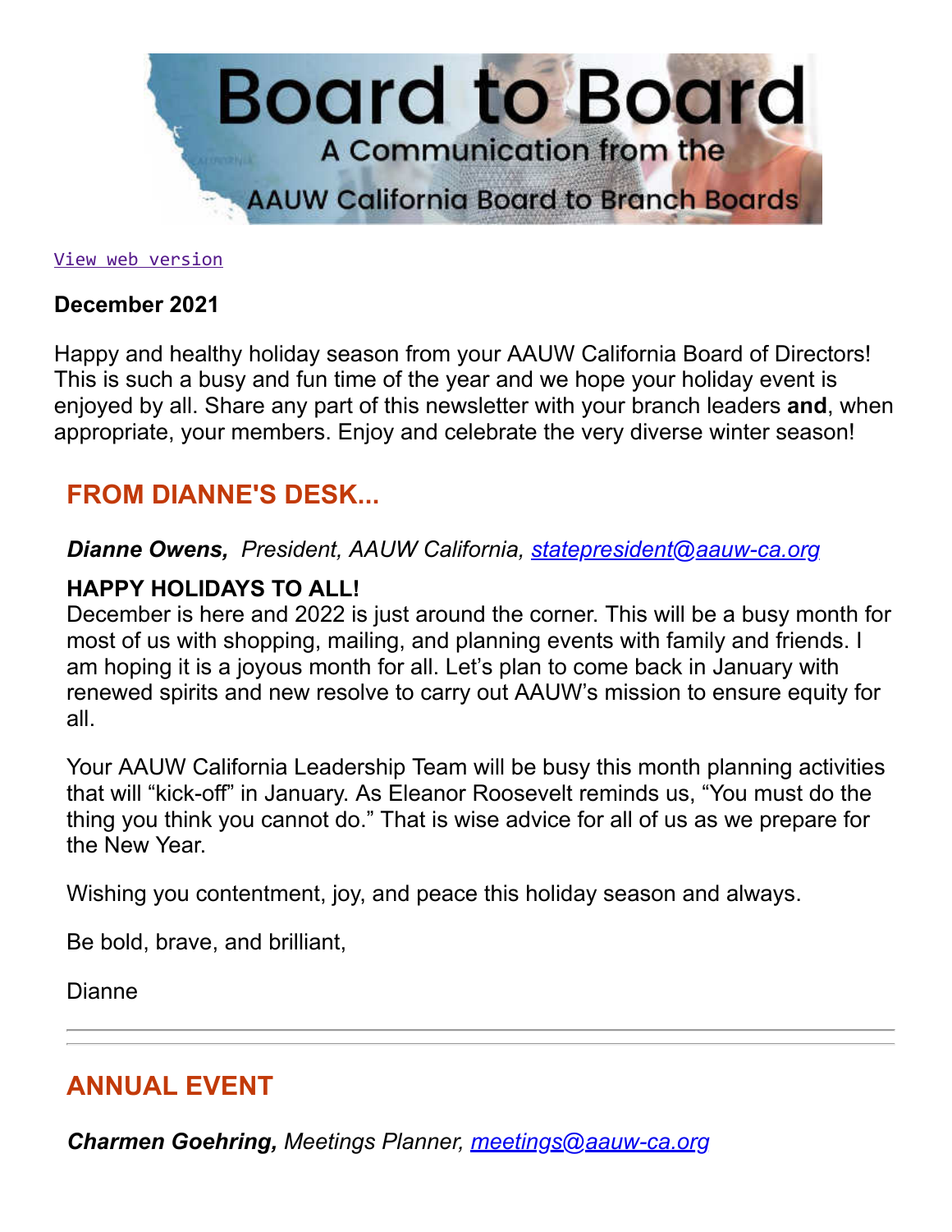# Board to Board

A Communication from the

AAUW California Board to Branch Boards

View web version

**December 2021**

Happy and healthy holiday season from your AAUW California Board of Directors! This is such a busy and fun time of the year and we hope your holiday event is enjoyed by all. Share any part of this newsletter with your branch leaders **and**, when appropriate, your members. Enjoy and celebrate the very diverse winter season!

## FROM DIANNE'S DESK...

***Dianne Owens,*** *President, AAUW California, statepresident@aauw-ca.org*

**HAPPY HOLIDAYS TO ALL!**

December is here and 2022 is just around the corner. This will be a busy month for most of us with shopping, mailing, and planning events with family and friends. I am hoping it is a joyous month for all. Let's plan to come back in January with renewed spirits and new resolve to carry out AAUW's mission to ensure equity for all.

Your AAUW California Leadership Team will be busy this month planning activities that will "kick-off" in January. As Eleanor Roosevelt reminds us, "You must do the thing you think you cannot do." That is wise advice for all of us as we prepare for the New Year.

Wishing you contentment, joy, and peace this holiday season and always.

Be bold, brave, and brilliant,

Dianne

---

## ANNUAL EVENT

***Charmen Goehring,*** *Meetings Planner, meetings@aauw-ca.org*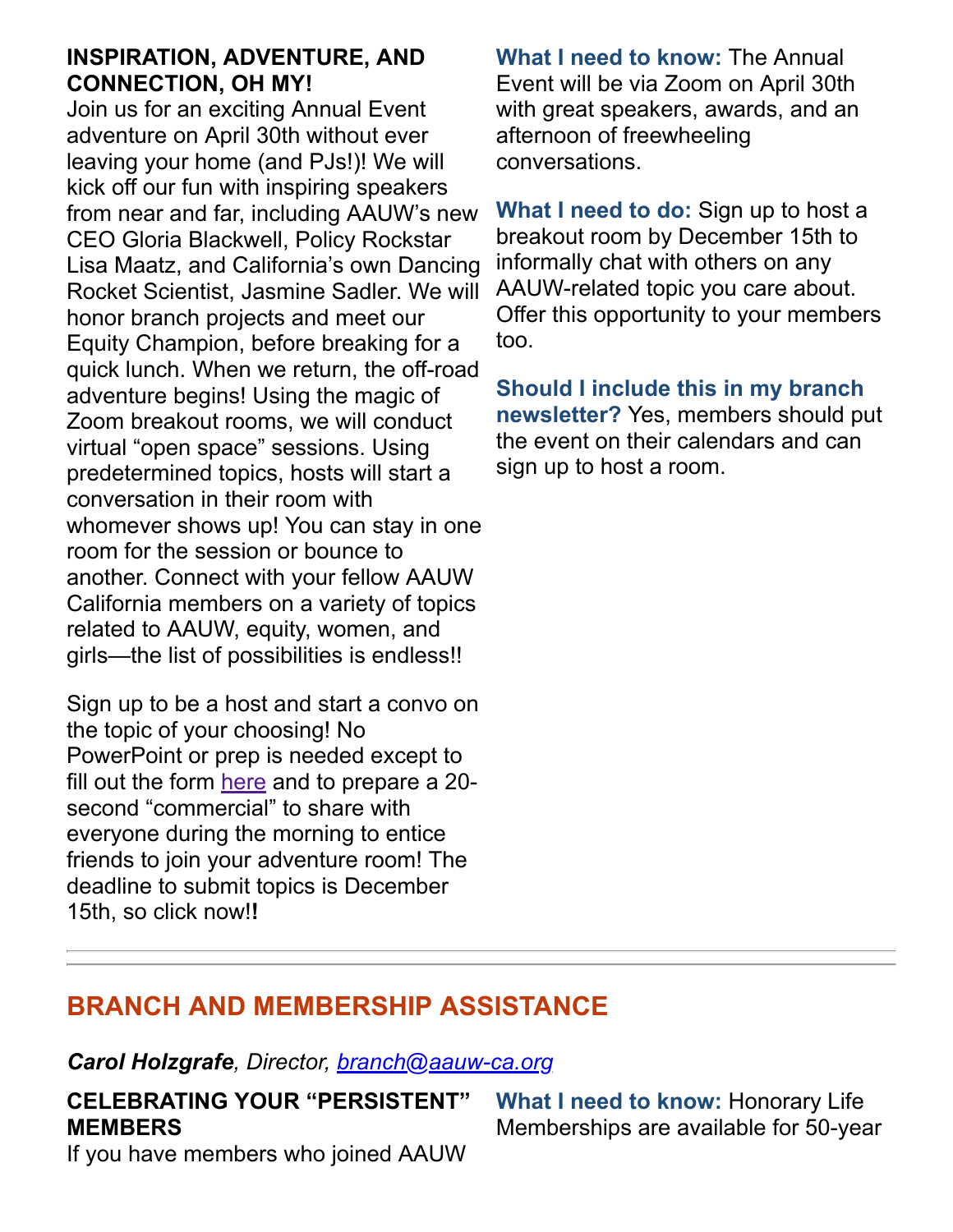**INSPIRATION, ADVENTURE, AND CONNECTION, OH MY!**

Join us for an exciting Annual Event adventure on April 30th without ever leaving your home (and PJs!)! We will kick off our fun with inspiring speakers from near and far, including AAUW's new CEO Gloria Blackwell, Policy Rockstar Lisa Maatz, and California's own Dancing Rocket Scientist, Jasmine Sadler. We will honor branch projects and meet our Equity Champion, before breaking for a quick lunch. When we return, the off-road adventure begins! Using the magic of Zoom breakout rooms, we will conduct virtual "open space" sessions. Using predetermined topics, hosts will start a conversation in their room with whomever shows up! You can stay in one room for the session or bounce to another. Connect with your fellow AAUW California members on a variety of topics related to AAUW, equity, women, and girls—the list of possibilities is endless!!

Sign up to be a host and start a convo on the topic of your choosing! No PowerPoint or prep is needed except to fill out the form [here](#) and to prepare a 20-second "commercial" to share with everyone during the morning to entice friends to join your adventure room! The deadline to submit topics is December 15th, so click now!**!**

**What I need to know:** The Annual Event will be via Zoom on April 30th with great speakers, awards, and an afternoon of freewheeling conversations.

**What I need to do:** Sign up to host a breakout room by December 15th to informally chat with others on any AAUW-related topic you care about. Offer this opportunity to your members too.

**Should I include this in my branch newsletter?** Yes, members should put the event on their calendars and can sign up to host a room.

---

## BRANCH AND MEMBERSHIP ASSISTANCE

***Carol Holzgrafe****, Director, [branch@aauw-ca.org](mailto:branch@aauw-ca.org)*

**CELEBRATING YOUR "PERSISTENT" MEMBERS**

If you have members who joined AAUW

**What I need to know:** Honorary Life Memberships are available for 50-year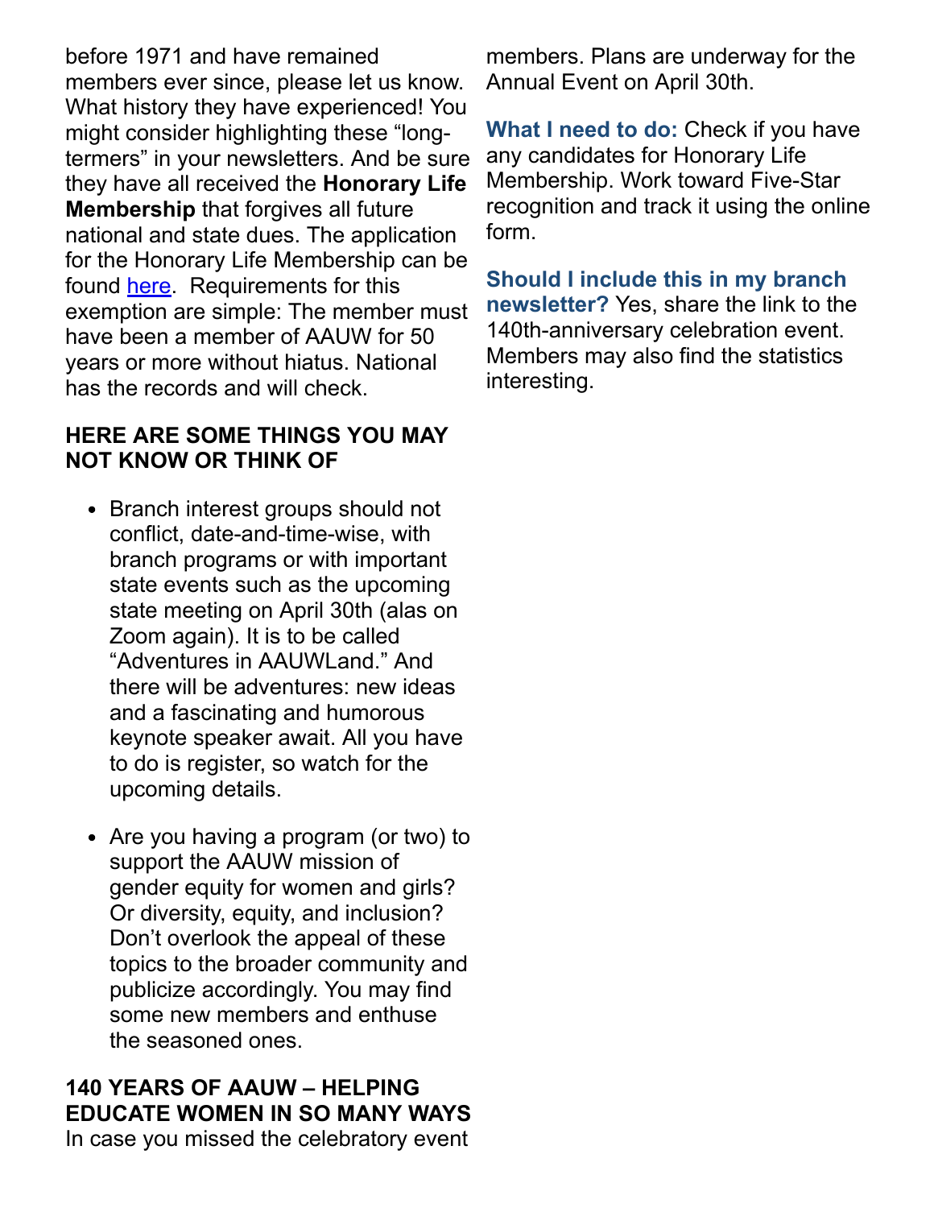before 1971 and have remained members ever since, please let us know. What history they have experienced! You might consider highlighting these “long-termers” in your newsletters. And be sure they have all received the **Honorary Life Membership** that forgives all future national and state dues. The application for the Honorary Life Membership can be found here. Requirements for this exemption are simple: The member must have been a member of AAUW for 50 years or more without hiatus. National has the records and will check.

**HERE ARE SOME THINGS YOU MAY NOT KNOW OR THINK OF**

- Branch interest groups should not conflict, date-and-time-wise, with branch programs or with important state events such as the upcoming state meeting on April 30th (alas on Zoom again). It is to be called “Adventures in AAUWLand.” And there will be adventures: new ideas and a fascinating and humorous keynote speaker await. All you have to do is register, so watch for the upcoming details.

- Are you having a program (or two) to support the AAUW mission of gender equity for women and girls? Or diversity, equity, and inclusion? Don’t overlook the appeal of these topics to the broader community and publicize accordingly. You may find some new members and enthuse the seasoned ones.

**140 YEARS OF AAUW – HELPING EDUCATE WOMEN IN SO MANY WAYS**

In case you missed the celebratory event members. Plans are underway for the Annual Event on April 30th.

**What I need to do:** Check if you have any candidates for Honorary Life Membership. Work toward Five-Star recognition and track it using the online form.

**Should I include this in my branch newsletter?** Yes, share the link to the 140th-anniversary celebration event. Members may also find the statistics interesting.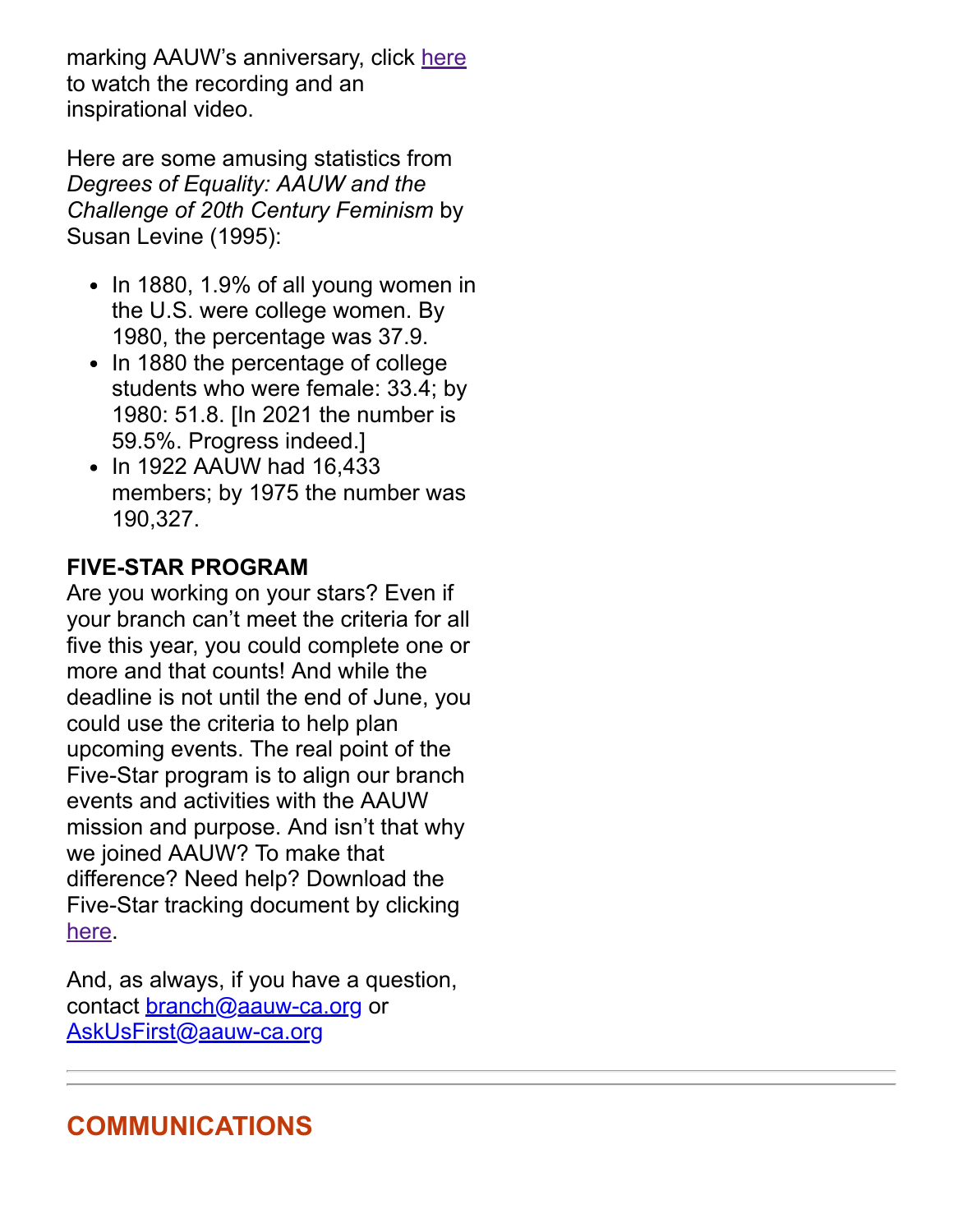marking AAUW's anniversary, click here to watch the recording and an inspirational video.

Here are some amusing statistics from *Degrees of Equality: AAUW and the Challenge of 20th Century Feminism* by Susan Levine (1995):

- In 1880, 1.9% of all young women in the U.S. were college women. By 1980, the percentage was 37.9.
- In 1880 the percentage of college students who were female: 33.4; by 1980: 51.8. [In 2021 the number is 59.5%. Progress indeed.]
- In 1922 AAUW had 16,433 members; by 1975 the number was 190,327.

**FIVE-STAR PROGRAM**

Are you working on your stars? Even if your branch can't meet the criteria for all five this year, you could complete one or more and that counts! And while the deadline is not until the end of June, you could use the criteria to help plan upcoming events. The real point of the Five-Star program is to align our branch events and activities with the AAUW mission and purpose. And isn't that why we joined AAUW? To make that difference? Need help? Download the Five-Star tracking document by clicking here.

And, as always, if you have a question, contact branch@aauw-ca.org or AskUsFirst@aauw-ca.org

---

## COMMUNICATIONS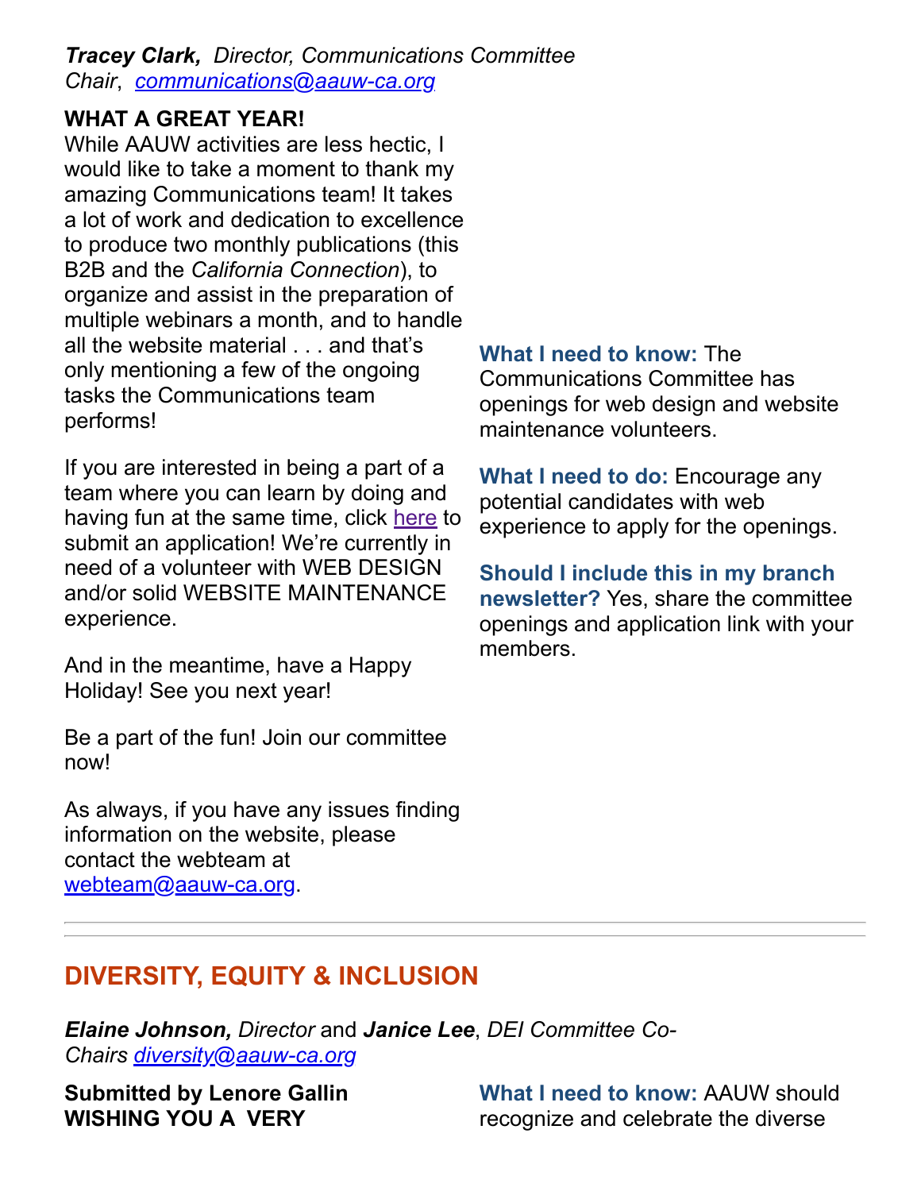***Tracey Clark,*** *Director, Communications Committee Chair*, *communications@aauw-ca.org*

**WHAT A GREAT YEAR!**
While AAUW activities are less hectic, I would like to take a moment to thank my amazing Communications team! It takes a lot of work and dedication to excellence to produce two monthly publications (this B2B and the *California Connection*), to organize and assist in the preparation of multiple webinars a month, and to handle all the website material . . . and that's only mentioning a few of the ongoing tasks the Communications team performs!

If you are interested in being a part of a team where you can learn by doing and having fun at the same time, click here to submit an application! We're currently in need of a volunteer with WEB DESIGN and/or solid WEBSITE MAINTENANCE experience.

And in the meantime, have a Happy Holiday! See you next year!

Be a part of the fun! Join our committee now!

As always, if you have any issues finding information on the website, please contact the webteam at webteam@aauw-ca.org.

**What I need to know:** The Communications Committee has openings for web design and website maintenance volunteers.

**What I need to do:** Encourage any potential candidates with web experience to apply for the openings.

**Should I include this in my branch newsletter?** Yes, share the committee openings and application link with your members.

---

## DIVERSITY, EQUITY & INCLUSION

***Elaine Johnson,*** *Director* and ***Janice Lee***, *DEI Committee Co-Chairs* *diversity@aauw-ca.org*

**Submitted by Lenore Gallin**
**WISHING YOU A VERY**

**What I need to know:** AAUW should recognize and celebrate the diverse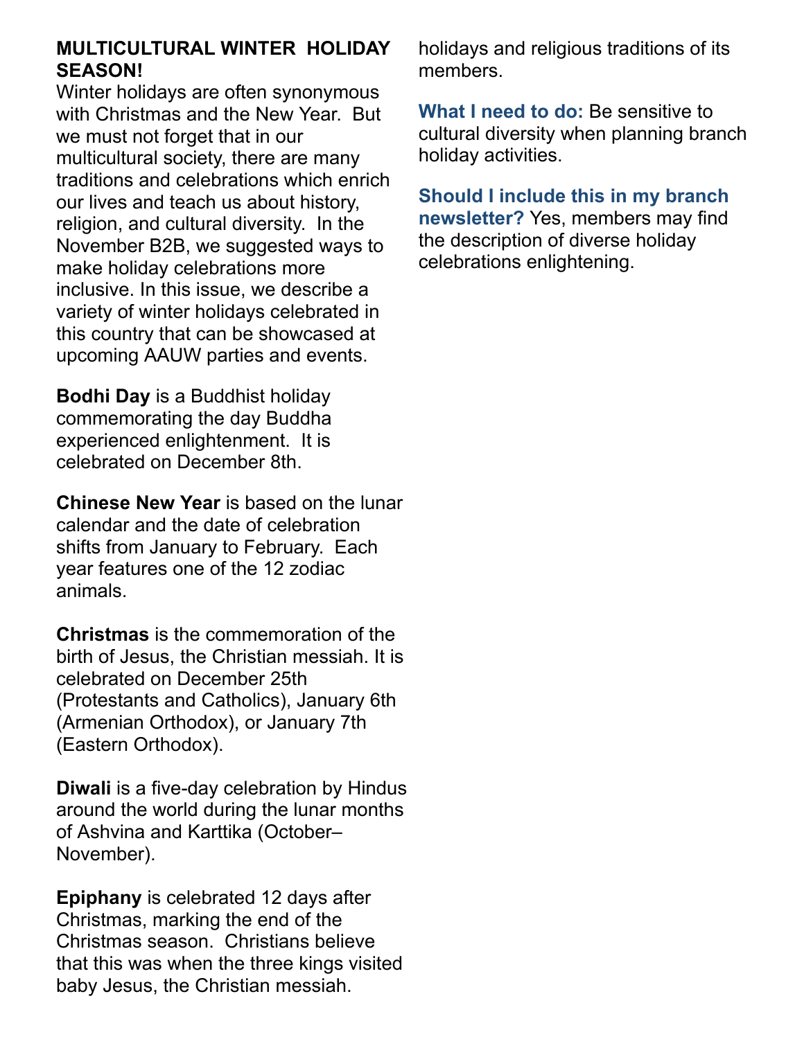**MULTICULTURAL WINTER HOLIDAY SEASON!**

Winter holidays are often synonymous with Christmas and the New Year. But we must not forget that in our multicultural society, there are many traditions and celebrations which enrich our lives and teach us about history, religion, and cultural diversity. In the November B2B, we suggested ways to make holiday celebrations more inclusive. In this issue, we describe a variety of winter holidays celebrated in this country that can be showcased at upcoming AAUW parties and events.

**Bodhi Day** is a Buddhist holiday commemorating the day Buddha experienced enlightenment. It is celebrated on December 8th.

**Chinese New Year** is based on the lunar calendar and the date of celebration shifts from January to February. Each year features one of the 12 zodiac animals.

**Christmas** is the commemoration of the birth of Jesus, the Christian messiah. It is celebrated on December 25th (Protestants and Catholics), January 6th (Armenian Orthodox), or January 7th (Eastern Orthodox).

**Diwali** is a five-day celebration by Hindus around the world during the lunar months of Ashvina and Karttika (October–November).

**Epiphany** is celebrated 12 days after Christmas, marking the end of the Christmas season. Christians believe that this was when the three kings visited baby Jesus, the Christian messiah.

holidays and religious traditions of its members.

**What I need to do:** Be sensitive to cultural diversity when planning branch holiday activities.

**Should I include this in my branch newsletter?** Yes, members may find the description of diverse holiday celebrations enlightening.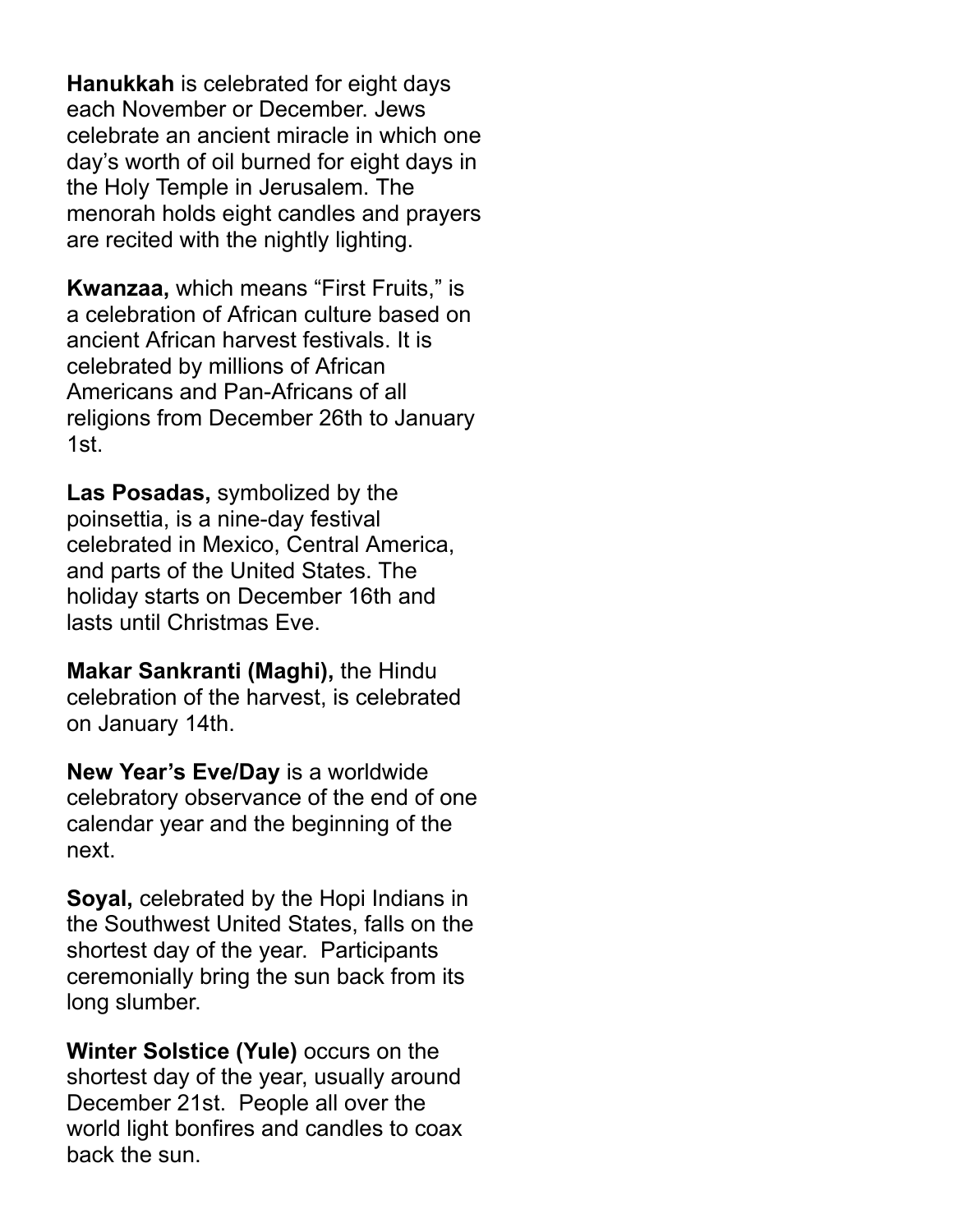**Hanukkah** is celebrated for eight days each November or December. Jews celebrate an ancient miracle in which one day's worth of oil burned for eight days in the Holy Temple in Jerusalem. The menorah holds eight candles and prayers are recited with the nightly lighting.

**Kwanzaa,** which means "First Fruits," is a celebration of African culture based on ancient African harvest festivals. It is celebrated by millions of African Americans and Pan-Africans of all religions from December 26th to January 1st.

**Las Posadas,** symbolized by the poinsettia, is a nine-day festival celebrated in Mexico, Central America, and parts of the United States. The holiday starts on December 16th and lasts until Christmas Eve.

**Makar Sankranti (Maghi),** the Hindu celebration of the harvest, is celebrated on January 14th.

**New Year's Eve/Day** is a worldwide celebratory observance of the end of one calendar year and the beginning of the next.

**Soyal,** celebrated by the Hopi Indians in the Southwest United States, falls on the shortest day of the year. Participants ceremonially bring the sun back from its long slumber.

**Winter Solstice (Yule)** occurs on the shortest day of the year, usually around December 21st. People all over the world light bonfires and candles to coax back the sun.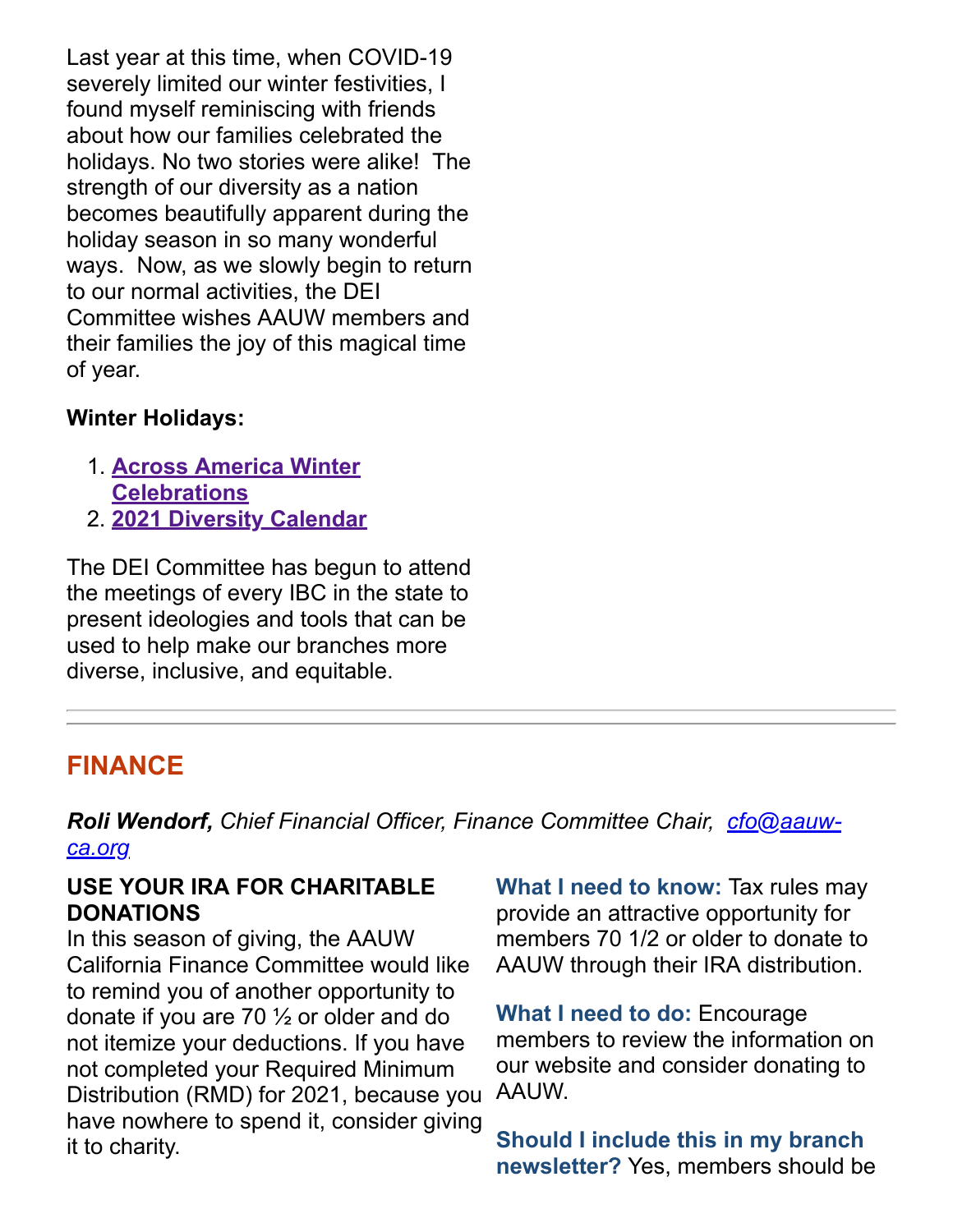Last year at this time, when COVID-19 severely limited our winter festivities, I found myself reminiscing with friends about how our families celebrated the holidays. No two stories were alike!  The strength of our diversity as a nation becomes beautifully apparent during the holiday season in so many wonderful ways.  Now, as we slowly begin to return to our normal activities, the DEI Committee wishes AAUW members and their families the joy of this magical time of year.

**Winter Holidays:**

1. **Across America Winter Celebrations**
2. **2021 Diversity Calendar**

The DEI Committee has begun to attend the meetings of every IBC in the state to present ideologies and tools that can be used to help make our branches more diverse, inclusive, and equitable.

---

## FINANCE

***Roli Wendorf,*** *Chief Financial Officer, Finance Committee Chair, cfo@aauw-ca.org*

**USE YOUR IRA FOR CHARITABLE DONATIONS**

In this season of giving, the AAUW California Finance Committee would like to remind you of another opportunity to donate if you are 70 ½ or older and do not itemize your deductions. If you have not completed your Required Minimum Distribution (RMD) for 2021, because you have nowhere to spend it, consider giving it to charity.

**What I need to know:** Tax rules may provide an attractive opportunity for members 70 1/2 or older to donate to AAUW through their IRA distribution.

**What I need to do:** Encourage members to review the information on our website and consider donating to AAUW.

**Should I include this in my branch newsletter?** Yes, members should be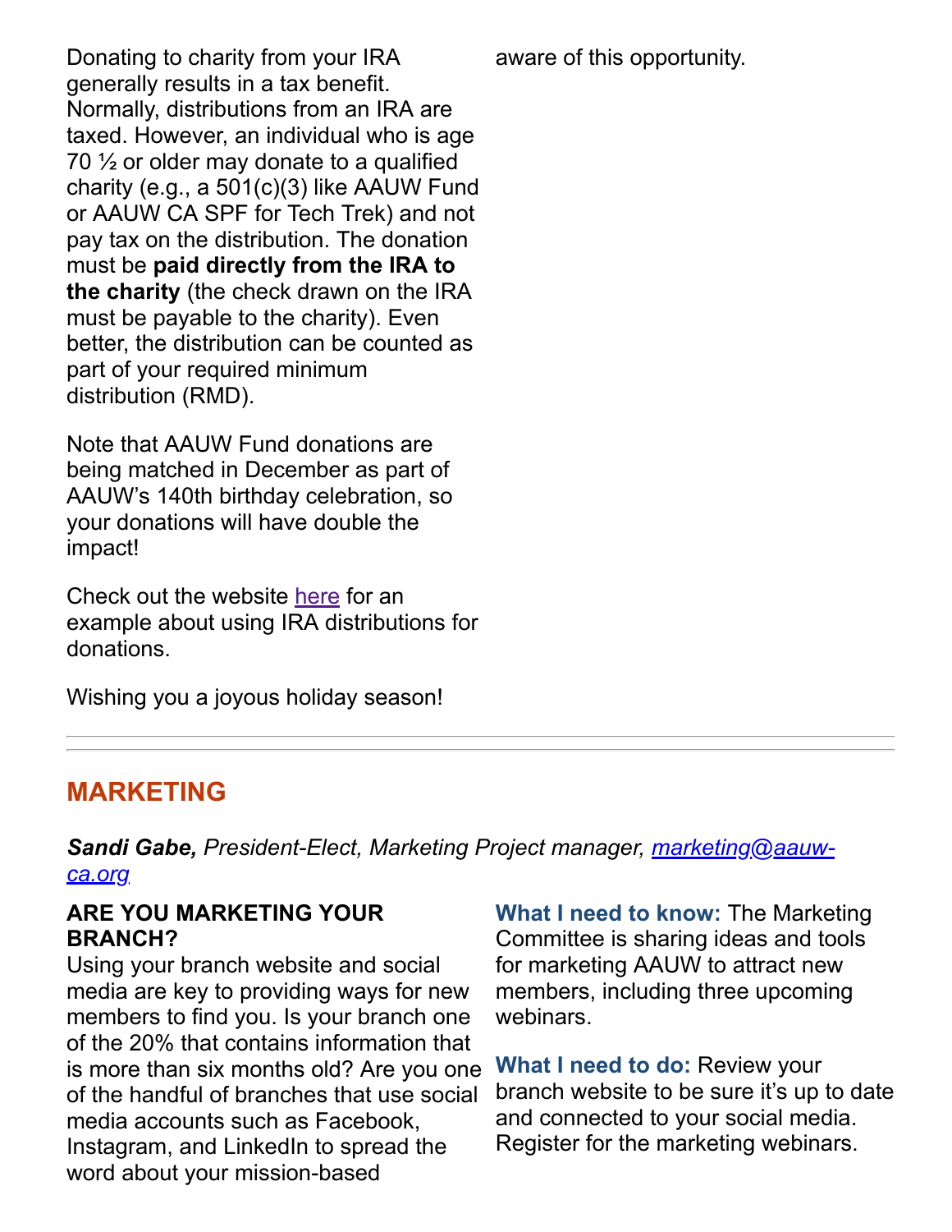Donating to charity from your IRA generally results in a tax benefit. Normally, distributions from an IRA are taxed. However, an individual who is age 70 ½ or older may donate to a qualified charity (e.g., a 501(c)(3) like AAUW Fund or AAUW CA SPF for Tech Trek) and not pay tax on the distribution. The donation must be **paid directly from the IRA to the charity** (the check drawn on the IRA must be payable to the charity). Even better, the distribution can be counted as part of your required minimum distribution (RMD).

Note that AAUW Fund donations are being matched in December as part of AAUW's 140th birthday celebration, so your donations will have double the impact!

Check out the website [here](#) for an example about using IRA distributions for donations.

Wishing you a joyous holiday season!

aware of this opportunity.

---

## MARKETING

***Sandi Gabe,*** *President-Elect, Marketing Project manager, [marketing@aauw-ca.org](mailto:marketing@aauw-ca.org)*

**ARE YOU MARKETING YOUR BRANCH?**

Using your branch website and social media are key to providing ways for new members to find you. Is your branch one of the 20% that contains information that is more than six months old? Are you one of the handful of branches that use social media accounts such as Facebook, Instagram, and LinkedIn to spread the word about your mission-based

**What I need to know:** The Marketing Committee is sharing ideas and tools for marketing AAUW to attract new members, including three upcoming webinars.

**What I need to do:** Review your branch website to be sure it's up to date and connected to your social media. Register for the marketing webinars.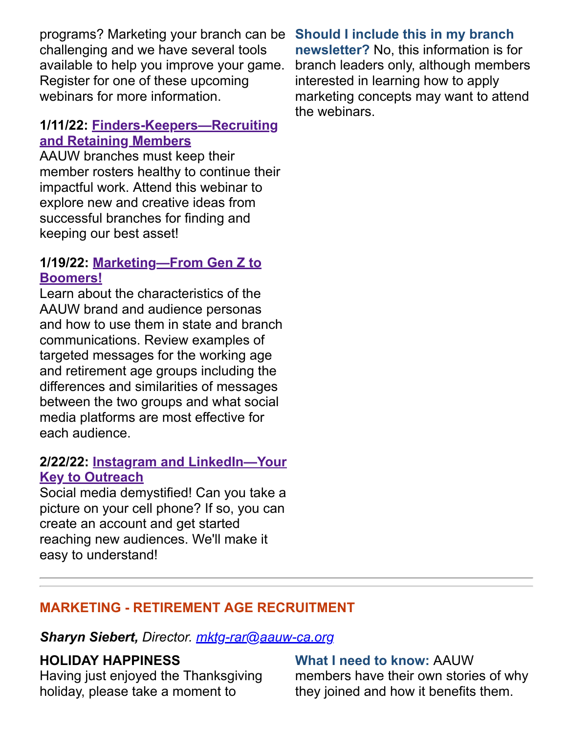programs? Marketing your branch can be challenging and we have several tools available to help you improve your game. Register for one of these upcoming webinars for more information.

**1/11/22: Finders-Keepers—Recruiting and Retaining Members**
AAUW branches must keep their member rosters healthy to continue their impactful work. Attend this webinar to explore new and creative ideas from successful branches for finding and keeping our best asset!

**1/19/22: Marketing—From Gen Z to Boomers!**
Learn about the characteristics of the AAUW brand and audience personas and how to use them in state and branch communications. Review examples of targeted messages for the working age and retirement age groups including the differences and similarities of messages between the two groups and what social media platforms are most effective for each audience.

**2/22/22: Instagram and LinkedIn—Your Key to Outreach**
Social media demystified! Can you take a picture on your cell phone? If so, you can create an account and get started reaching new audiences. We'll make it easy to understand!

**Should I include this in my branch newsletter?** No, this information is for branch leaders only, although members interested in learning how to apply marketing concepts may want to attend the webinars.

---

## MARKETING - RETIREMENT AGE RECRUITMENT

***Sharyn Siebert,*** *Director. mktg-rar@aauw-ca.org*

**HOLIDAY HAPPINESS**
Having just enjoyed the Thanksgiving holiday, please take a moment to

**What I need to know:** AAUW members have their own stories of why they joined and how it benefits them.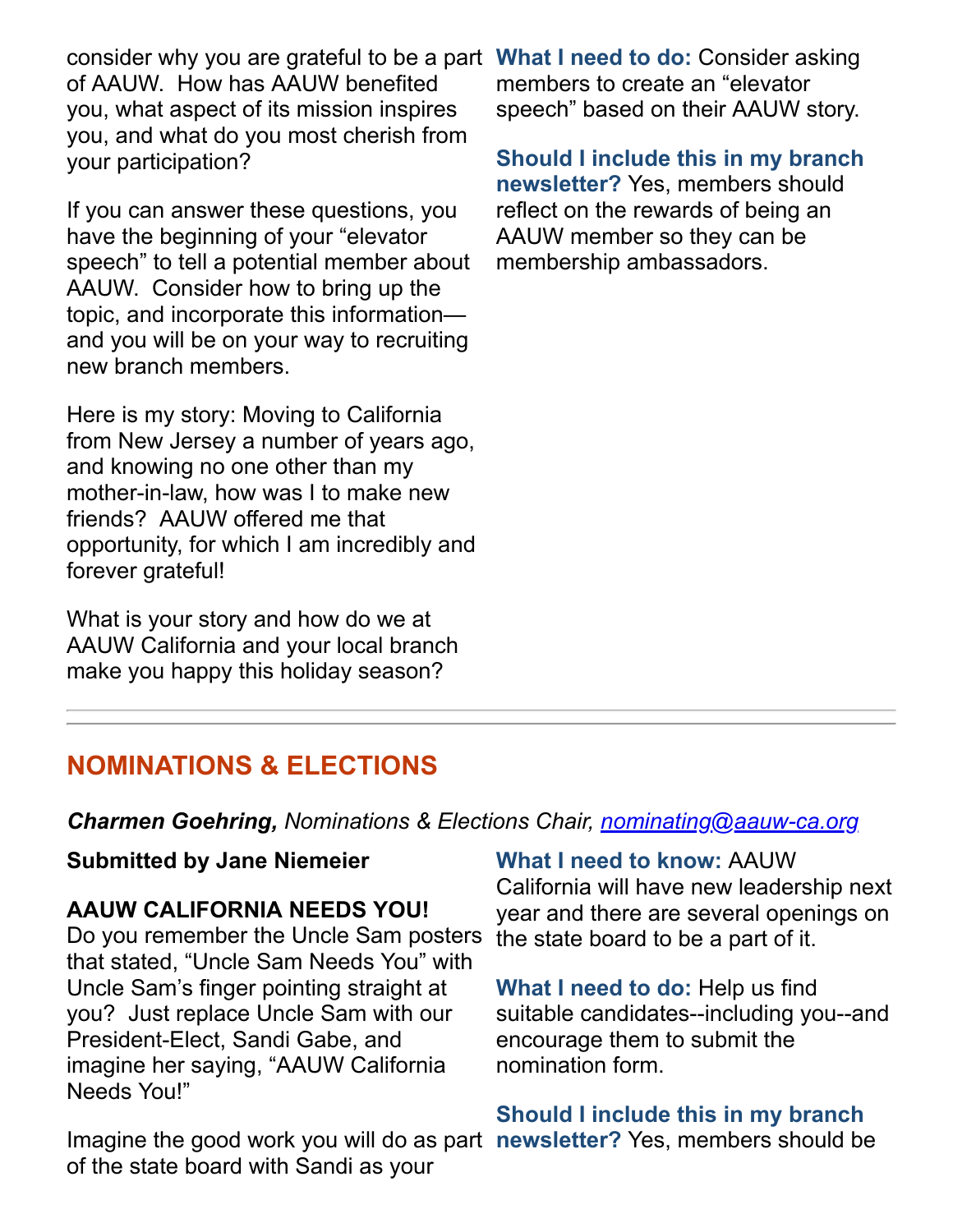consider why you are grateful to be a part of AAUW. How has AAUW benefited you, what aspect of its mission inspires you, and what do you most cherish from your participation?

If you can answer these questions, you have the beginning of your "elevator speech" to tell a potential member about AAUW. Consider how to bring up the topic, and incorporate this information—and you will be on your way to recruiting new branch members.

Here is my story: Moving to California from New Jersey a number of years ago, and knowing no one other than my mother-in-law, how was I to make new friends? AAUW offered me that opportunity, for which I am incredibly and forever grateful!

What is your story and how do we at AAUW California and your local branch make you happy this holiday season?

**What I need to do:** Consider asking members to create an "elevator speech" based on their AAUW story.

**Should I include this in my branch newsletter?** Yes, members should reflect on the rewards of being an AAUW member so they can be membership ambassadors.

---

## NOMINATIONS & ELECTIONS

***Charmen Goehring,*** *Nominations & Elections Chair, [nominating@aauw-ca.org](mailto:nominating@aauw-ca.org)*

**Submitted by Jane Niemeier**

**AAUW CALIFORNIA NEEDS YOU!**
Do you remember the Uncle Sam posters that stated, "Uncle Sam Needs You" with Uncle Sam's finger pointing straight at you? Just replace Uncle Sam with our President-Elect, Sandi Gabe, and imagine her saying, "AAUW California Needs You!"

Imagine the good work you will do as part of the state board with Sandi as your

**What I need to know:** AAUW California will have new leadership next year and there are several openings on the state board to be a part of it.

**What I need to do:** Help us find suitable candidates--including you--and encourage them to submit the nomination form.

**Should I include this in my branch newsletter?** Yes, members should be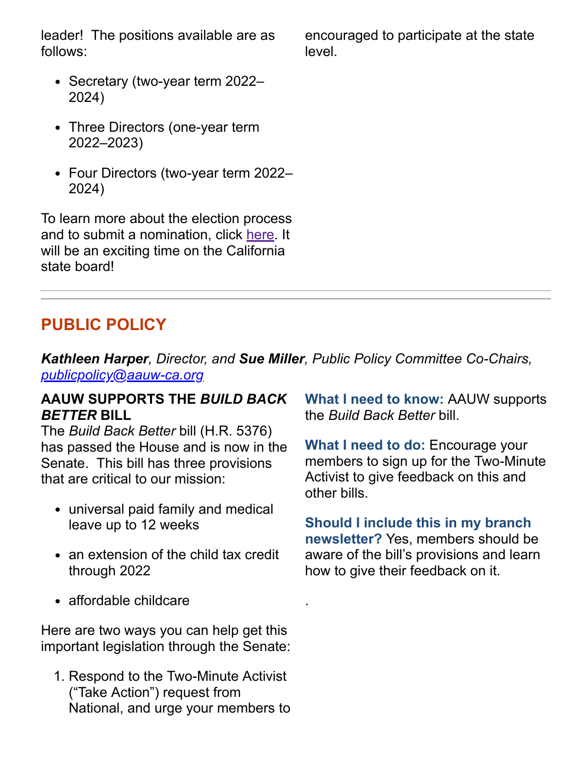leader! The positions available are as follows:

- Secretary (two-year term 2022–2024)
- Three Directors (one-year term 2022–2023)
- Four Directors (two-year term 2022–2024)

To learn more about the election process and to submit a nomination, click [here](). It will be an exciting time on the California state board!

encouraged to participate at the state level.

---

## PUBLIC POLICY

***Kathleen Harper**, Director, and **Sue Miller**, Public Policy Committee Co-Chairs, [publicpolicy@aauw-ca.org](mailto:publicpolicy@aauw-ca.org)*

**AAUW SUPPORTS THE *BUILD BACK BETTER* BILL**

The *Build Back Better* bill (H.R. 5376) has passed the House and is now in the Senate. This bill has three provisions that are critical to our mission:

- universal paid family and medical leave up to 12 weeks
- an extension of the child tax credit through 2022
- affordable childcare

Here are two ways you can help get this important legislation through the Senate:

1. Respond to the Two-Minute Activist ("Take Action") request from National, and urge your members to

**What I need to know:** AAUW supports the *Build Back Better* bill.

**What I need to do:** Encourage your members to sign up for the Two-Minute Activist to give feedback on this and other bills.

**Should I include this in my branch newsletter?** Yes, members should be aware of the bill's provisions and learn how to give their feedback on it.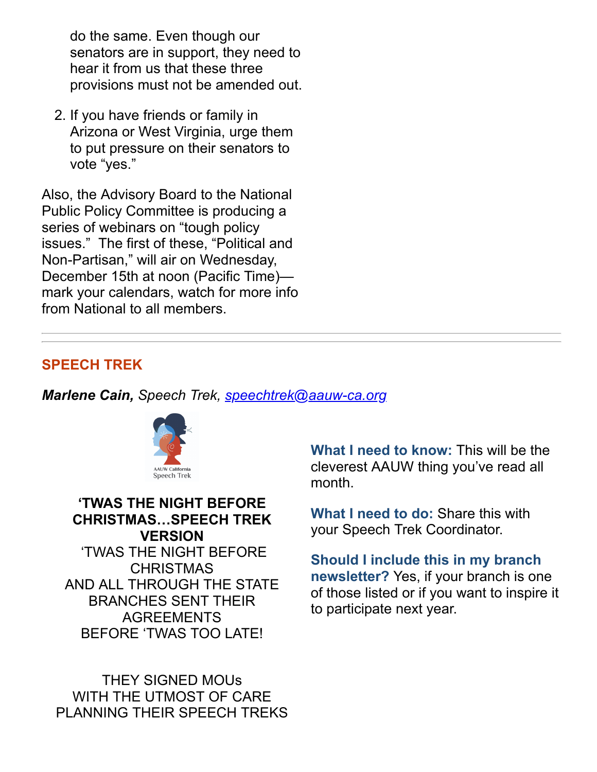do the same. Even though our senators are in support, they need to hear it from us that these three provisions must not be amended out.

2. If you have friends or family in Arizona or West Virginia, urge them to put pressure on their senators to vote “yes.”

Also, the Advisory Board to the National Public Policy Committee is producing a series of webinars on “tough policy issues.”  The first of these, “Political and Non-Partisan,” will air on Wednesday, December 15th at noon (Pacific Time)—mark your calendars, watch for more info from National to all members.

---

## SPEECH TREK

***Marlene Cain,*** *Speech Trek, speechtrek@aauw-ca.org*

AAUW California Speech Trek

**What I need to know:** This will be the cleverest AAUW thing you’ve read all month.

**What I need to do:** Share this with your Speech Trek Coordinator.

**Should I include this in my branch newsletter?** Yes, if your branch is one of those listed or if you want to inspire it to participate next year.

**‘TWAS THE NIGHT BEFORE CHRISTMAS…SPEECH TREK VERSION**

‘TWAS THE NIGHT BEFORE CHRISTMAS
AND ALL THROUGH THE STATE
BRANCHES SENT THEIR AGREEMENTS
BEFORE ‘TWAS TOO LATE!

THEY SIGNED MOUs
WITH THE UTMOST OF CARE
PLANNING THEIR SPEECH TREKS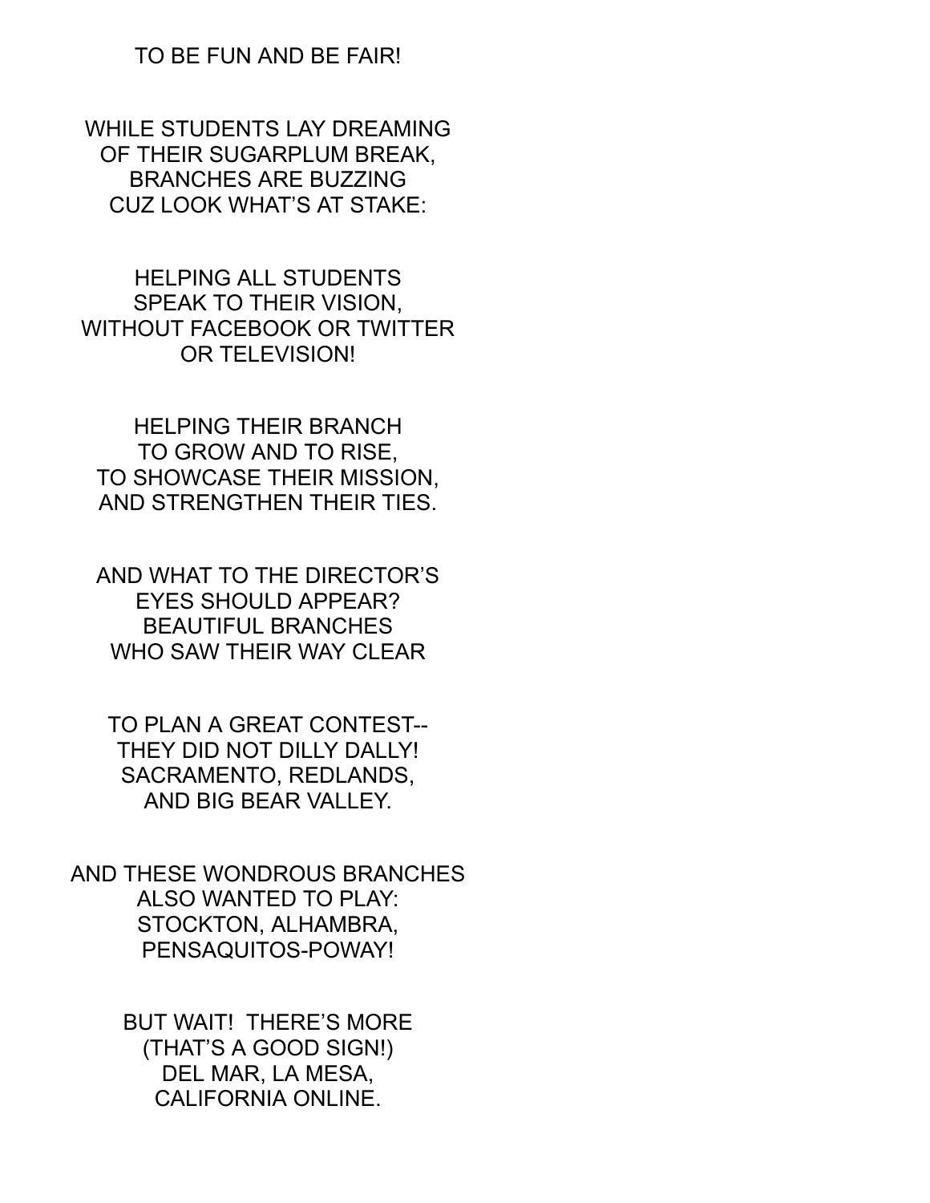TO BE FUN AND BE FAIR!

WHILE STUDENTS LAY DREAMING  
OF THEIR SUGARPLUM BREAK,  
BRANCHES ARE BUZZING  
CUZ LOOK WHAT'S AT STAKE:

HELPING ALL STUDENTS  
SPEAK TO THEIR VISION,  
WITHOUT FACEBOOK OR TWITTER  
OR TELEVISION!

HELPING THEIR BRANCH  
TO GROW AND TO RISE,  
TO SHOWCASE THEIR MISSION,  
AND STRENGTHEN THEIR TIES.

AND WHAT TO THE DIRECTOR'S  
EYES SHOULD APPEAR?  
BEAUTIFUL BRANCHES  
WHO SAW THEIR WAY CLEAR

TO PLAN A GREAT CONTEST--  
THEY DID NOT DILLY DALLY!  
SACRAMENTO, REDLANDS,  
AND BIG BEAR VALLEY.

AND THESE WONDROUS BRANCHES  
ALSO WANTED TO PLAY:  
STOCKTON, ALHAMBRA,  
PENSAQUITOS-POWAY!

BUT WAIT! THERE'S MORE  
(THAT'S A GOOD SIGN!)  
DEL MAR, LA MESA,  
CALIFORNIA ONLINE.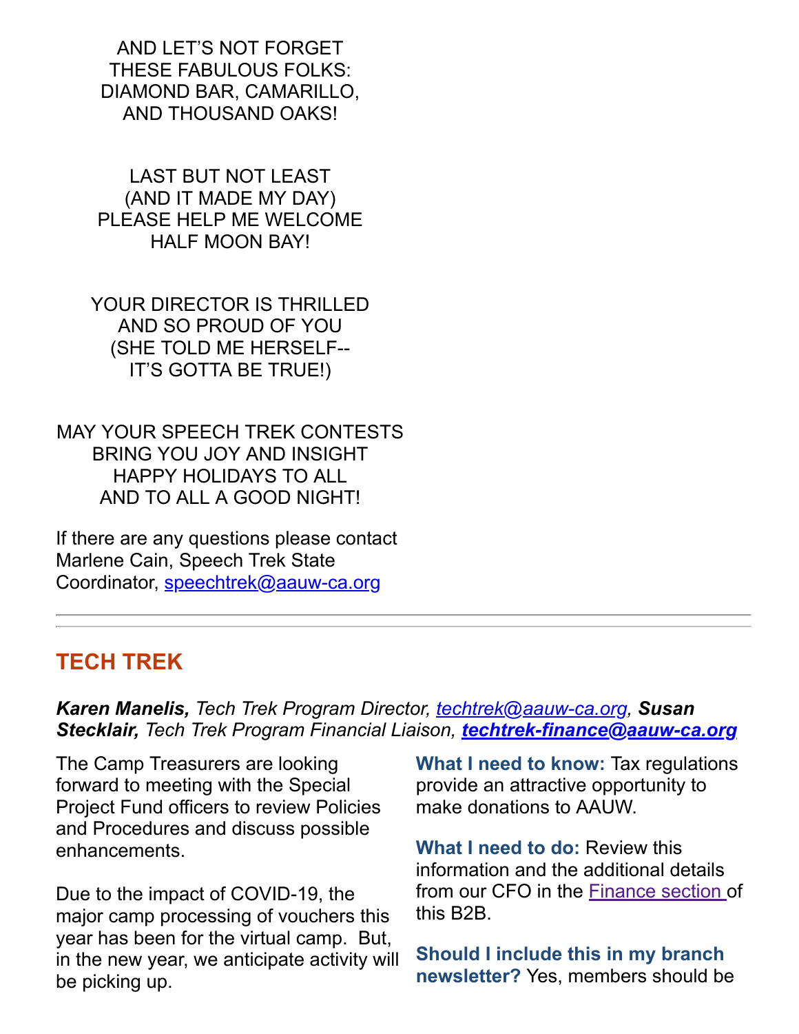AND LET'S NOT FORGET
THESE FABULOUS FOLKS:
DIAMOND BAR, CAMARILLO,
AND THOUSAND OAKS!

LAST BUT NOT LEAST
(AND IT MADE MY DAY)
PLEASE HELP ME WELCOME
HALF MOON BAY!

YOUR DIRECTOR IS THRILLED
AND SO PROUD OF YOU
(SHE TOLD ME HERSELF--
IT'S GOTTA BE TRUE!)

MAY YOUR SPEECH TREK CONTESTS
BRING YOU JOY AND INSIGHT
HAPPY HOLIDAYS TO ALL
AND TO ALL A GOOD NIGHT!

If there are any questions please contact Marlene Cain, Speech Trek State Coordinator, speechtrek@aauw-ca.org

---

## TECH TREK

***Karen Manelis,*** *Tech Trek Program Director, techtrek@aauw-ca.org,* ***Susan Stecklair,*** *Tech Trek Program Financial Liaison,* ***techtrek-finance@aauw-ca.org***

The Camp Treasurers are looking forward to meeting with the Special Project Fund officers to review Policies and Procedures and discuss possible enhancements.

Due to the impact of COVID-19, the major camp processing of vouchers this year has been for the virtual camp. But, in the new year, we anticipate activity will be picking up.

**What I need to know:** Tax regulations provide an attractive opportunity to make donations to AAUW.

**What I need to do:** Review this information and the additional details from our CFO in the Finance section of this B2B.

**Should I include this in my branch newsletter?** Yes, members should be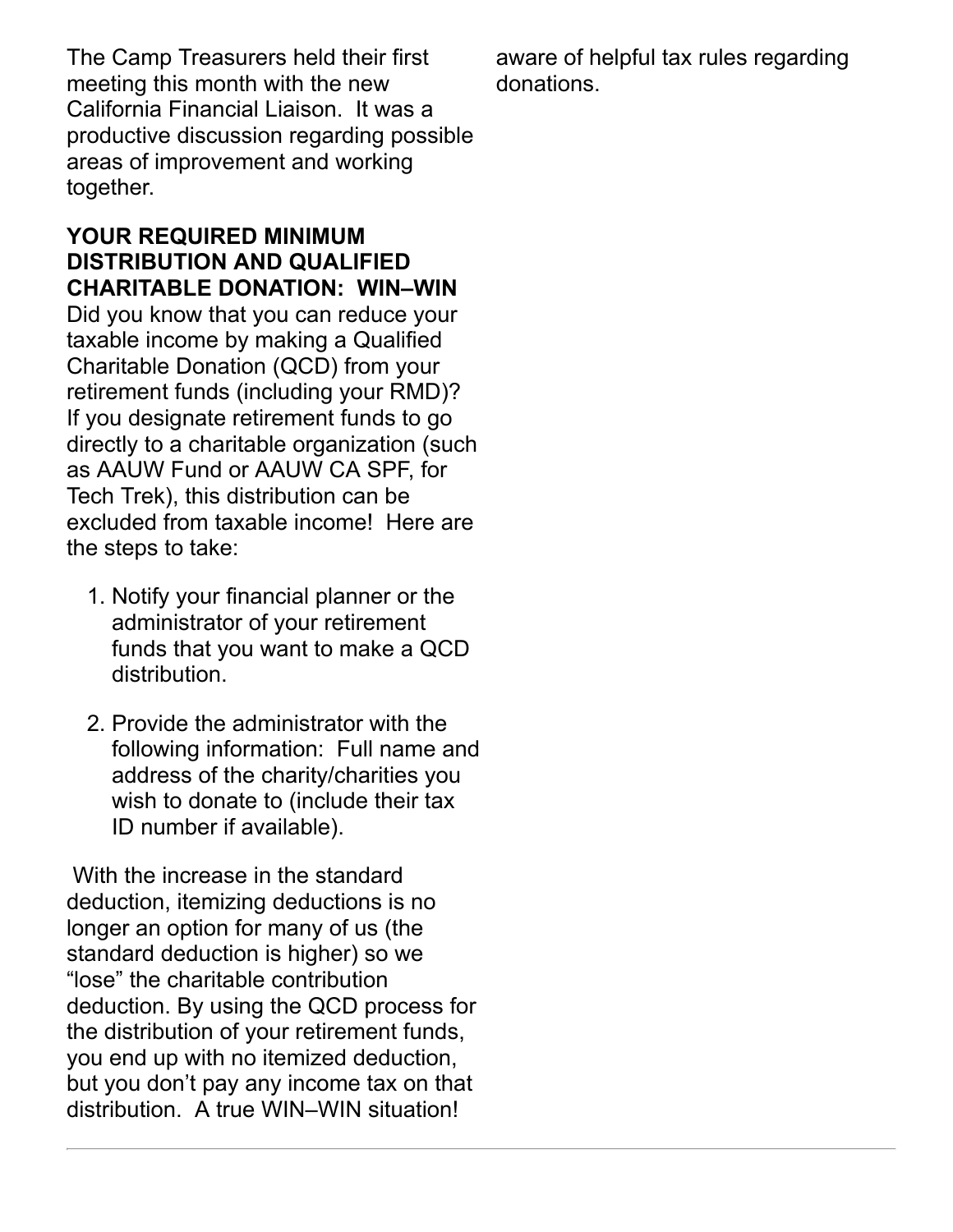The Camp Treasurers held their first meeting this month with the new California Financial Liaison. It was a productive discussion regarding possible areas of improvement and working together.

**YOUR REQUIRED MINIMUM DISTRIBUTION AND QUALIFIED CHARITABLE DONATION: WIN–WIN**

Did you know that you can reduce your taxable income by making a Qualified Charitable Donation (QCD) from your retirement funds (including your RMD)? If you designate retirement funds to go directly to a charitable organization (such as AAUW Fund or AAUW CA SPF, for Tech Trek), this distribution can be excluded from taxable income! Here are the steps to take:

1. Notify your financial planner or the administrator of your retirement funds that you want to make a QCD distribution.

2. Provide the administrator with the following information: Full name and address of the charity/charities you wish to donate to (include their tax ID number if available).

With the increase in the standard deduction, itemizing deductions is no longer an option for many of us (the standard deduction is higher) so we "lose" the charitable contribution deduction. By using the QCD process for the distribution of your retirement funds, you end up with no itemized deduction, but you don't pay any income tax on that distribution. A true WIN–WIN situation!

aware of helpful tax rules regarding donations.

---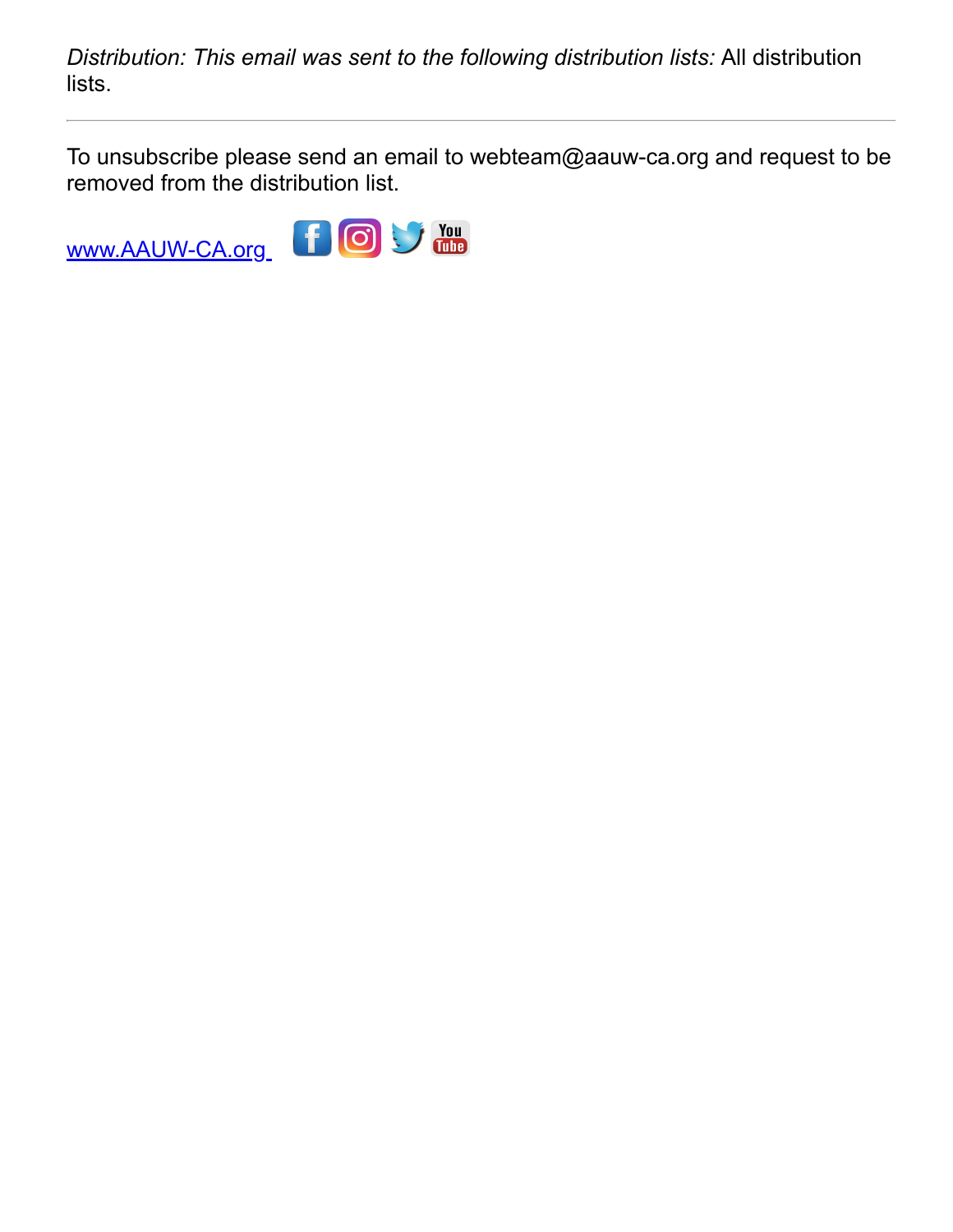*Distribution: This email was sent to the following distribution lists:* All distribution lists.

---

To unsubscribe please send an email to webteam@aauw-ca.org and request to be removed from the distribution list.

[www.AAUW-CA.org](http://www.AAUW-CA.org)